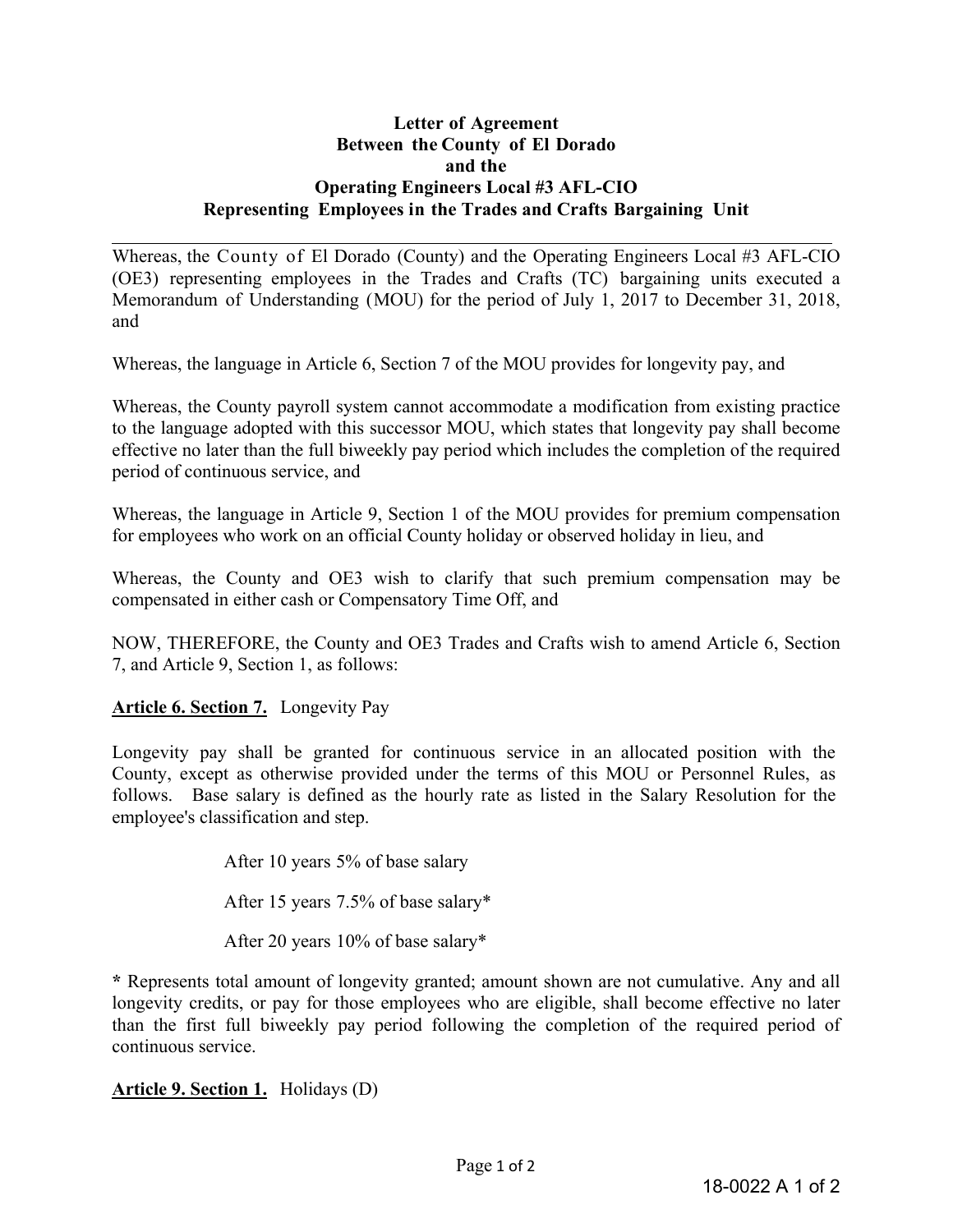**Letter of Agreement**
**Between the County of El Dorado**
**and the**
**Operating Engineers Local #3 AFL-CIO**
**Representing Employees in the Trades and Crafts Bargaining Unit**

---

Whereas, the County of El Dorado (County) and the Operating Engineers Local #3 AFL-CIO (OE3) representing employees in the Trades and Crafts (TC) bargaining units executed a Memorandum of Understanding (MOU) for the period of July 1, 2017 to December 31, 2018, and

Whereas, the language in Article 6, Section 7 of the MOU provides for longevity pay, and

Whereas, the County payroll system cannot accommodate a modification from existing practice to the language adopted with this successor MOU, which states that longevity pay shall become effective no later than the full biweekly pay period which includes the completion of the required period of continuous service, and

Whereas, the language in Article 9, Section 1 of the MOU provides for premium compensation for employees who work on an official County holiday or observed holiday in lieu, and

Whereas, the County and OE3 wish to clarify that such premium compensation may be compensated in either cash or Compensatory Time Off, and

NOW, THEREFORE, the County and OE3 Trades and Crafts wish to amend Article 6, Section 7, and Article 9, Section 1, as follows:

**Article 6. Section 7.** Longevity Pay

Longevity pay shall be granted for continuous service in an allocated position with the County, except as otherwise provided under the terms of this MOU or Personnel Rules, as follows. Base salary is defined as the hourly rate as listed in the Salary Resolution for the employee's classification and step.

After 10 years 5% of base salary

After 15 years 7.5% of base salary*

After 20 years 10% of base salary*

**\*** Represents total amount of longevity granted; amount shown are not cumulative. Any and all longevity credits, or pay for those employees who are eligible, shall become effective no later than the first full biweekly pay period following the completion of the required period of continuous service.

**Article 9. Section 1.** Holidays (D)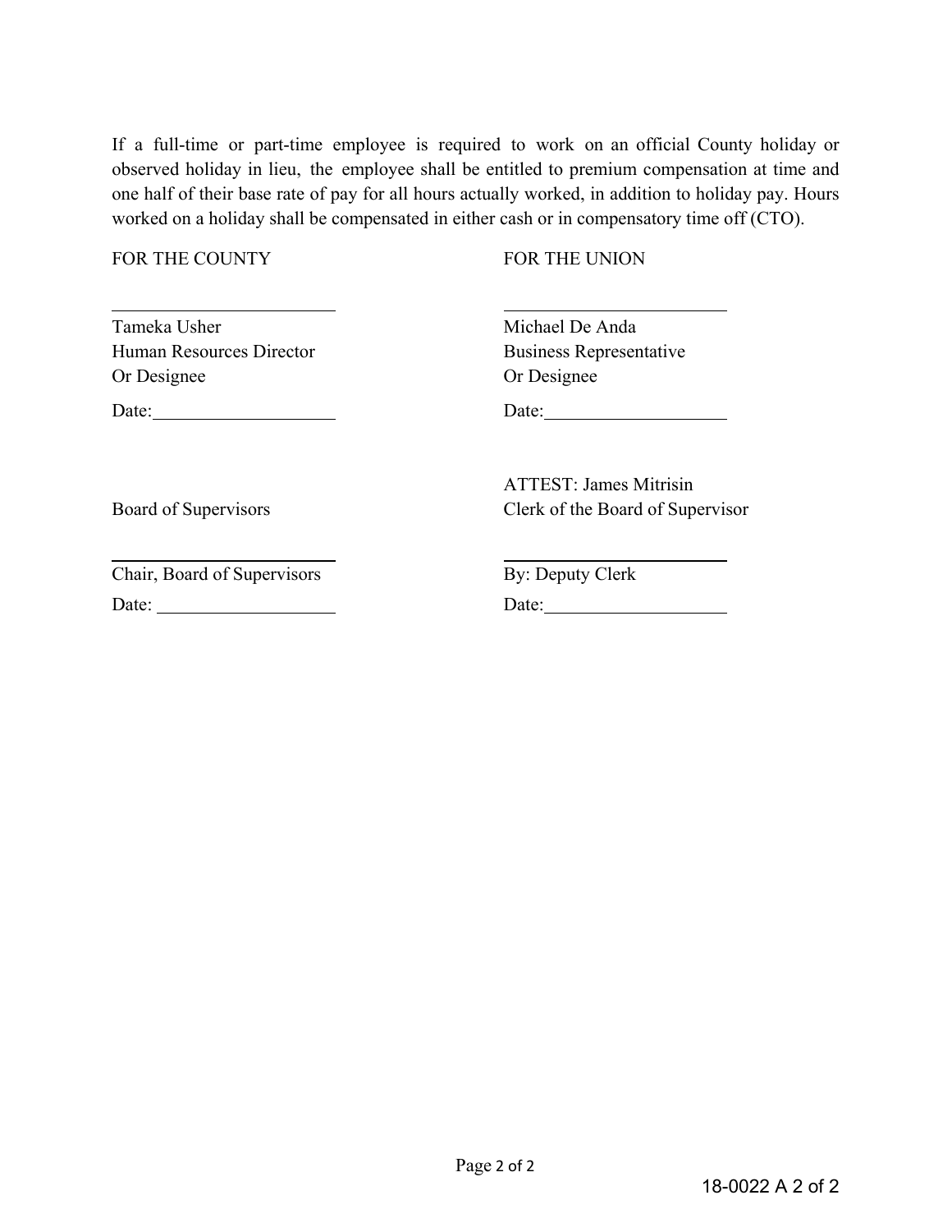If a full-time or part-time employee is required to work on an official County holiday or observed holiday in lieu, the employee shall be entitled to premium compensation at time and one half of their base rate of pay for all hours actually worked, in addition to holiday pay. Hours worked on a holiday shall be compensated in either cash or in compensatory time off (CTO).

| | |
|---|---|
| FOR THE COUNTY | FOR THE UNION |
| \_\_\_\_\_\_\_\_\_\_\_\_\_\_\_\_\_\_\_\_\_\_\_\_ | \_\_\_\_\_\_\_\_\_\_\_\_\_\_\_\_\_\_\_\_\_\_\_\_ |
| Tameka Usher<br>Human Resources Director<br>Or Designee | Michael De Anda<br>Business Representative<br>Or Designee |
| Date:\_\_\_\_\_\_\_\_\_\_\_\_\_\_\_\_\_\_\_\_ | Date:\_\_\_\_\_\_\_\_\_\_\_\_\_\_\_\_\_\_\_\_ |
| | ATTEST: James Mitrisin |
| Board of Supervisors | Clerk of the Board of Supervisor |
| \_\_\_\_\_\_\_\_\_\_\_\_\_\_\_\_\_\_\_\_\_\_\_\_ | \_\_\_\_\_\_\_\_\_\_\_\_\_\_\_\_\_\_\_\_\_\_\_\_ |
| Chair, Board of Supervisors | By: Deputy Clerk |
| Date: \_\_\_\_\_\_\_\_\_\_\_\_\_\_\_\_\_\_\_\_ | Date:\_\_\_\_\_\_\_\_\_\_\_\_\_\_\_\_\_\_\_\_ |

18-0022 A 2 of 2